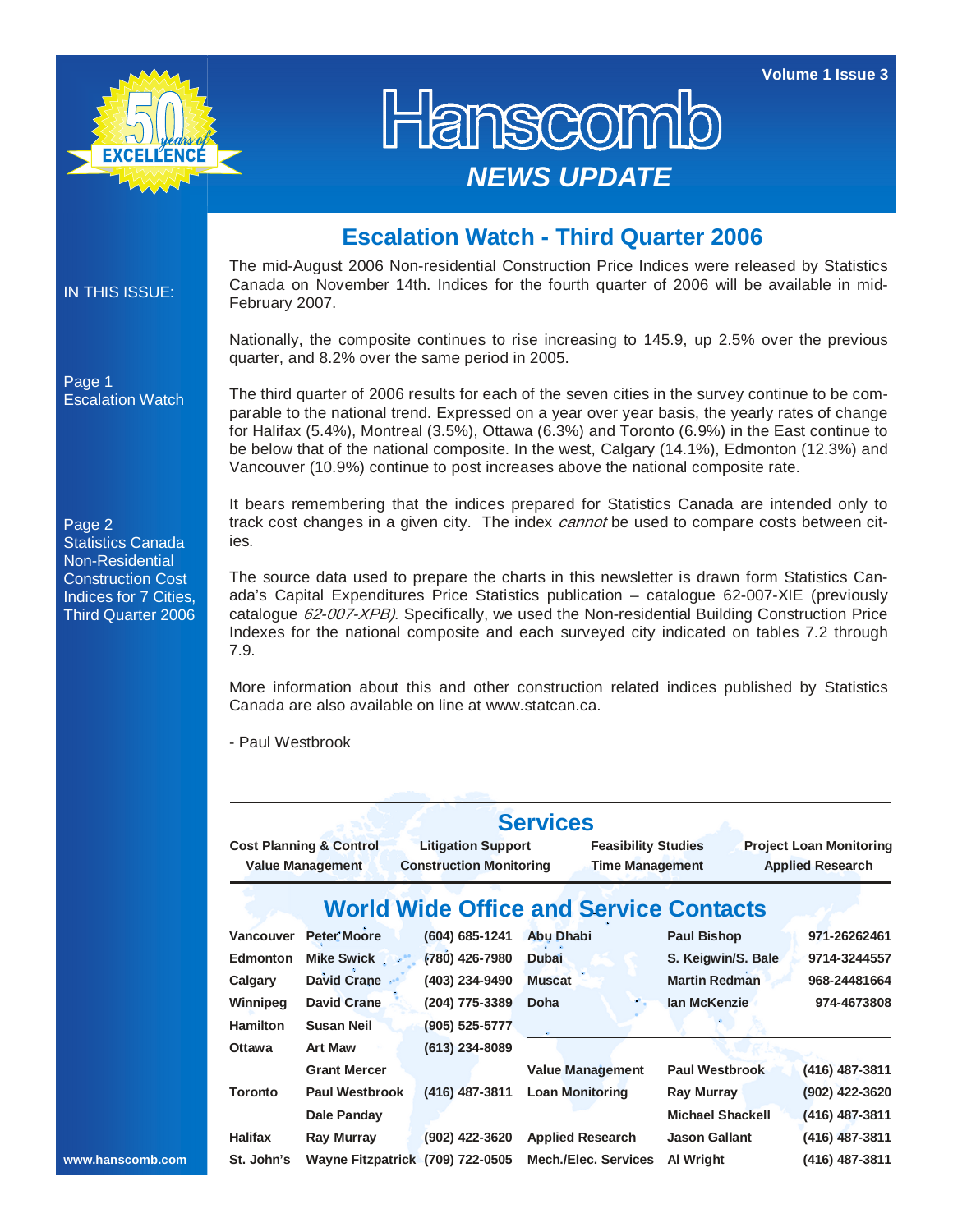# Hanscomb

## NEWS UPDATE

50 years of EXCELLENCE

Volume 1 Issue 3

IN THIS ISSUE:

Page 1
Escalation Watch

Page 2
Statistics Canada Non-Residential Construction Cost Indices for 7 Cities, Third Quarter 2006

## Escalation Watch - Third Quarter 2006

The mid-August 2006 Non-residential Construction Price Indices were released by Statistics Canada on November 14th. Indices for the fourth quarter of 2006 will be available in mid-February 2007.

Nationally, the composite continues to rise increasing to 145.9, up 2.5% over the previous quarter, and 8.2% over the same period in 2005.

The third quarter of 2006 results for each of the seven cities in the survey continue to be comparable to the national trend. Expressed on a year over year basis, the yearly rates of change for Halifax (5.4%), Montreal (3.5%), Ottawa (6.3%) and Toronto (6.9%) in the East continue to be below that of the national composite. In the west, Calgary (14.1%), Edmonton (12.3%) and Vancouver (10.9%) continue to post increases above the national composite rate.

It bears remembering that the indices prepared for Statistics Canada are intended only to track cost changes in a given city. The index *cannot* be used to compare costs between cities.

The source data used to prepare the charts in this newsletter is drawn form Statistics Canada's Capital Expenditures Price Statistics publication – catalogue 62-007-XIE (previously catalogue *62-007-XPB)*. Specifically, we used the Non-residential Building Construction Price Indexes for the national composite and each surveyed city indicated on tables 7.2 through 7.9.

More information about this and other construction related indices published by Statistics Canada are also available on line at www.statcan.ca.

- Paul Westbrook

## Services

| | | | |
|---|---|---|---|
| **Cost Planning & Control** | **Litigation Support** | **Feasibility Studies** | **Project Loan Monitoring** |
| **Value Management** | **Construction Monitoring** | **Time Management** | **Applied Research** |

## World Wide Office and Service Contacts

| | | | | | |
|---|---|---|---|---|---|
| **Vancouver** | **Peter Moore** | **(604) 685-1241** | **Abu Dhabi** | **Paul Bishop** | **971-26262461** |
| **Edmonton** | **Mike Swick** | **(780) 426-7980** | **Dubai** | **S. Keigwin/S. Bale** | **9714-3244557** |
| **Calgary** | **David Crane** | **(403) 234-9490** | **Muscat** | **Martin Redman** | **968-24481664** |
| **Winnipeg** | **David Crane** | **(204) 775-3389** | **Doha** | **Ian McKenzie** | **974-4673808** |
| **Hamilton** | **Susan Neil** | **(905) 525-5777** | | | |
| **Ottawa** | **Art Maw** | **(613) 234-8089** | | | |
| | **Grant Mercer** | | **Value Management** | **Paul Westbrook** | **(416) 487-3811** |
| **Toronto** | **Paul Westbrook** | **(416) 487-3811** | **Loan Monitoring** | **Ray Murray** | **(902) 422-3620** |
| | **Dale Panday** | | | **Michael Shackell** | **(416) 487-3811** |
| **Halifax** | **Ray Murray** | **(902) 422-3620** | **Applied Research** | **Jason Gallant** | **(416) 487-3811** |
| **St. John's** | **Wayne Fitzpatrick** | **(709) 722-0505** | **Mech./Elec. Services** | **Al Wright** | **(416) 487-3811** |

www.hanscomb.com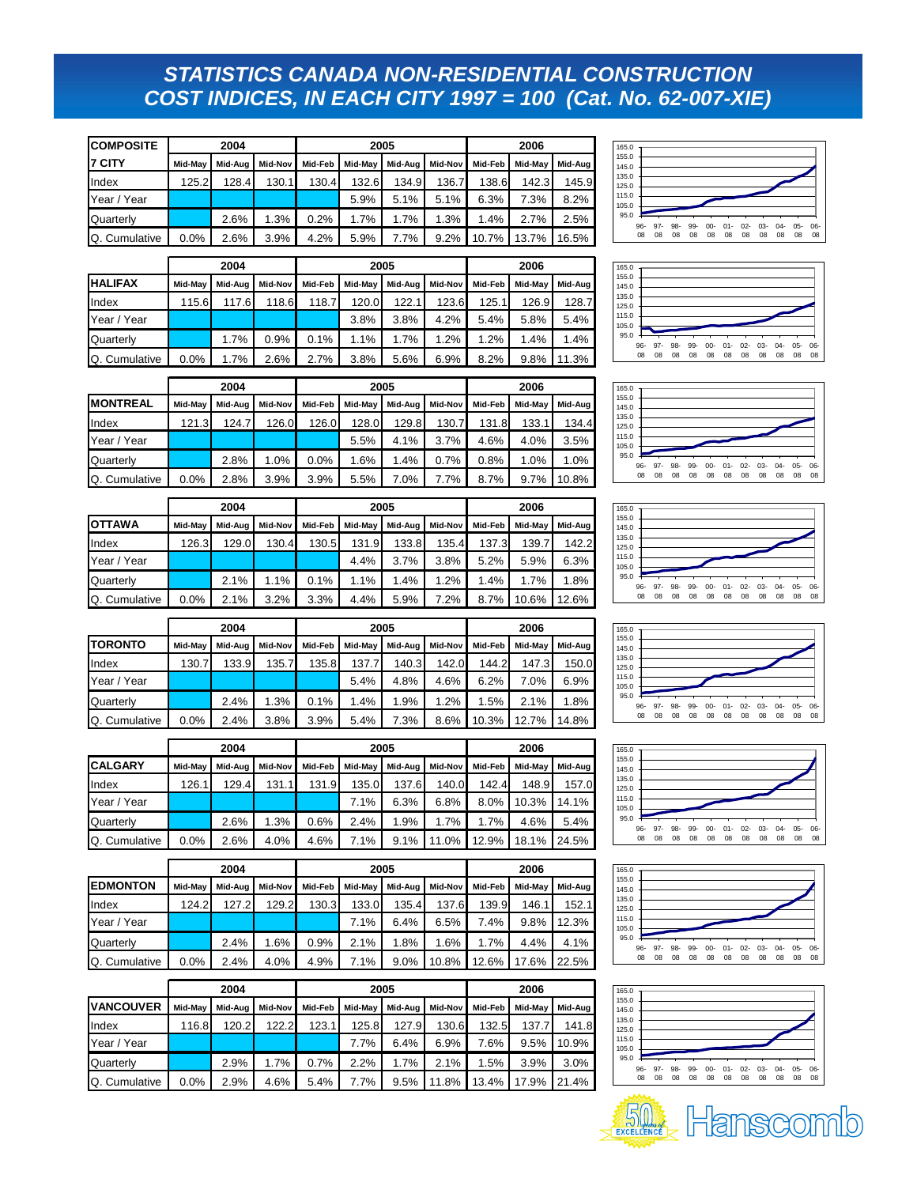## STATISTICS CANADA NON-RESIDENTIAL CONSTRUCTION COST INDICES, IN EACH CITY 1997 = 100 (Cat. No. 62-007-XIE)

| COMPOSITE | 2004 | | | 2005 | | | | 2006 | | |
|---|---|---|---|---|---|---|---|---|---|---|
| 7 CITY | Mid-May | Mid-Aug | Mid-Nov | Mid-Feb | Mid-May | Mid-Aug | Mid-Nov | Mid-Feb | Mid-May | Mid-Aug |
| Index | 125.2 | 128.4 | 130.1 | 130.4 | 132.6 | 134.9 | 136.7 | 138.6 | 142.3 | 145.9 |
| Year / Year | | | | | 5.9% | 5.1% | 5.1% | 6.3% | 7.3% | 8.2% |
| Quarterly | | 2.6% | 1.3% | 0.2% | 1.7% | 1.7% | 1.3% | 1.4% | 2.7% | 2.5% |
| Q. Cumulative | 0.0% | 2.6% | 3.9% | 4.2% | 5.9% | 7.7% | 9.2% | 10.7% | 13.7% | 16.5% |

165.0
155.0
145.0
135.0
125.0
115.0
105.0
95.0
96-08 97-08 98-08 99-08 00-08 01-08 02-08 03-08 04-08 05-08 06-08

| | 2004 | | | 2005 | | | | 2006 | | |
|---|---|---|---|---|---|---|---|---|---|---|
| HALIFAX | Mid-May | Mid-Aug | Mid-Nov | Mid-Feb | Mid-May | Mid-Aug | Mid-Nov | Mid-Feb | Mid-May | Mid-Aug |
| Index | 115.6 | 117.6 | 118.6 | 118.7 | 120.0 | 122.1 | 123.6 | 125.1 | 126.9 | 128.7 |
| Year / Year | | | | | 3.8% | 3.8% | 4.2% | 5.4% | 5.8% | 5.4% |
| Quarterly | | 1.7% | 0.9% | 0.1% | 1.1% | 1.7% | 1.2% | 1.2% | 1.4% | 1.4% |
| Q. Cumulative | 0.0% | 1.7% | 2.6% | 2.7% | 3.8% | 5.6% | 6.9% | 8.2% | 9.8% | 11.3% |

165.0
155.0
145.0
135.0
125.0
115.0
105.0
95.0
96-08 97-08 98-08 99-08 00-08 01-08 02-08 03-08 04-08 05-08 06-08

| | 2004 | | | 2005 | | | | 2006 | | |
|---|---|---|---|---|---|---|---|---|---|---|
| MONTREAL | Mid-May | Mid-Aug | Mid-Nov | Mid-Feb | Mid-May | Mid-Aug | Mid-Nov | Mid-Feb | Mid-May | Mid-Aug |
| Index | 121.3 | 124.7 | 126.0 | 126.0 | 128.0 | 129.8 | 130.7 | 131.8 | 133.1 | 134.4 |
| Year / Year | | | | | 5.5% | 4.1% | 3.7% | 4.6% | 4.0% | 3.5% |
| Quarterly | | 2.8% | 1.0% | 0.0% | 1.6% | 1.4% | 0.7% | 0.8% | 1.0% | 1.0% |
| Q. Cumulative | 0.0% | 2.8% | 3.9% | 3.9% | 5.5% | 7.0% | 7.7% | 8.7% | 9.7% | 10.8% |

165.0
155.0
145.0
135.0
125.0
115.0
105.0
95.0
96-08 97-08 98-08 99-08 00-08 01-08 02-08 03-08 04-08 05-08 06-08

| | 2004 | | | 2005 | | | | 2006 | | |
|---|---|---|---|---|---|---|---|---|---|---|
| OTTAWA | Mid-May | Mid-Aug | Mid-Nov | Mid-Feb | Mid-May | Mid-Aug | Mid-Nov | Mid-Feb | Mid-May | Mid-Aug |
| Index | 126.3 | 129.0 | 130.4 | 130.5 | 131.9 | 133.8 | 135.4 | 137.3 | 139.7 | 142.2 |
| Year / Year | | | | | 4.4% | 3.7% | 3.8% | 5.2% | 5.9% | 6.3% |
| Quarterly | | 2.1% | 1.1% | 0.1% | 1.1% | 1.4% | 1.2% | 1.4% | 1.7% | 1.8% |
| Q. Cumulative | 0.0% | 2.1% | 3.2% | 3.3% | 4.4% | 5.9% | 7.2% | 8.7% | 10.6% | 12.6% |

165.0
155.0
145.0
135.0
125.0
115.0
105.0
95.0
96-08 97-08 98-08 99-08 00-08 01-08 02-08 03-08 04-08 05-08 06-08

| | 2004 | | | 2005 | | | | 2006 | | |
|---|---|---|---|---|---|---|---|---|---|---|
| TORONTO | Mid-May | Mid-Aug | Mid-Nov | Mid-Feb | Mid-May | Mid-Aug | Mid-Nov | Mid-Feb | Mid-May | Mid-Aug |
| Index | 130.7 | 133.9 | 135.7 | 135.8 | 137.7 | 140.3 | 142.0 | 144.2 | 147.3 | 150.0 |
| Year / Year | | | | | 5.4% | 4.8% | 4.6% | 6.2% | 7.0% | 6.9% |
| Quarterly | | 2.4% | 1.3% | 0.1% | 1.4% | 1.9% | 1.2% | 1.5% | 2.1% | 1.8% |
| Q. Cumulative | 0.0% | 2.4% | 3.8% | 3.9% | 5.4% | 7.3% | 8.6% | 10.3% | 12.7% | 14.8% |

165.0
155.0
145.0
135.0
125.0
115.0
105.0
95.0
96-08 97-08 98-08 99-08 00-08 01-08 02-08 03-08 04-08 05-08 06-08

| | 2004 | | | 2005 | | | | 2006 | | |
|---|---|---|---|---|---|---|---|---|---|---|
| CALGARY | Mid-May | Mid-Aug | Mid-Nov | Mid-Feb | Mid-May | Mid-Aug | Mid-Nov | Mid-Feb | Mid-May | Mid-Aug |
| Index | 126.1 | 129.4 | 131.1 | 131.9 | 135.0 | 137.6 | 140.0 | 142.4 | 148.9 | 157.0 |
| Year / Year | | | | | 7.1% | 6.3% | 6.8% | 8.0% | 10.3% | 14.1% |
| Quarterly | | 2.6% | 1.3% | 0.6% | 2.4% | 1.9% | 1.7% | 1.7% | 4.6% | 5.4% |
| Q. Cumulative | 0.0% | 2.6% | 4.0% | 4.6% | 7.1% | 9.1% | 11.0% | 12.9% | 18.1% | 24.5% |

165.0
155.0
145.0
135.0
125.0
115.0
105.0
95.0
96-08 97-08 98-08 99-08 00-08 01-08 02-08 03-08 04-08 05-08 06-08

| | 2004 | | | 2005 | | | | 2006 | | |
|---|---|---|---|---|---|---|---|---|---|---|
| EDMONTON | Mid-May | Mid-Aug | Mid-Nov | Mid-Feb | Mid-May | Mid-Aug | Mid-Nov | Mid-Feb | Mid-May | Mid-Aug |
| Index | 124.2 | 127.2 | 129.2 | 130.3 | 133.0 | 135.4 | 137.6 | 139.9 | 146.1 | 152.1 |
| Year / Year | | | | | 7.1% | 6.4% | 6.5% | 7.4% | 9.8% | 12.3% |
| Quarterly | | 2.4% | 1.6% | 0.9% | 2.1% | 1.8% | 1.6% | 1.7% | 4.4% | 4.1% |
| Q. Cumulative | 0.0% | 2.4% | 4.0% | 4.9% | 7.1% | 9.0% | 10.8% | 12.6% | 17.6% | 22.5% |

165.0
155.0
145.0
135.0
125.0
115.0
105.0
95.0
96-08 97-08 98-08 99-08 00-08 01-08 02-08 03-08 04-08 05-08 06-08

| | 2004 | | | 2005 | | | | 2006 | | |
|---|---|---|---|---|---|---|---|---|---|---|
| VANCOUVER | Mid-May | Mid-Aug | Mid-Nov | Mid-Feb | Mid-May | Mid-Aug | Mid-Nov | Mid-Feb | Mid-May | Mid-Aug |
| Index | 116.8 | 120.2 | 122.2 | 123.1 | 125.8 | 127.9 | 130.6 | 132.5 | 137.7 | 141.8 |
| Year / Year | | | | | 7.7% | 6.4% | 6.9% | 7.6% | 9.5% | 10.9% |
| Quarterly | | 2.9% | 1.7% | 0.7% | 2.2% | 1.7% | 2.1% | 1.5% | 3.9% | 3.0% |
| Q. Cumulative | 0.0% | 2.9% | 4.6% | 5.4% | 7.7% | 9.5% | 11.8% | 13.4% | 17.9% | 21.4% |

165.0
155.0
145.0
135.0
125.0
115.0
105.0
95.0
96-08 97-08 98-08 99-08 00-08 01-08 02-08 03-08 04-08 05-08 06-08

50 years of EXCELLENCE

Hanscomb